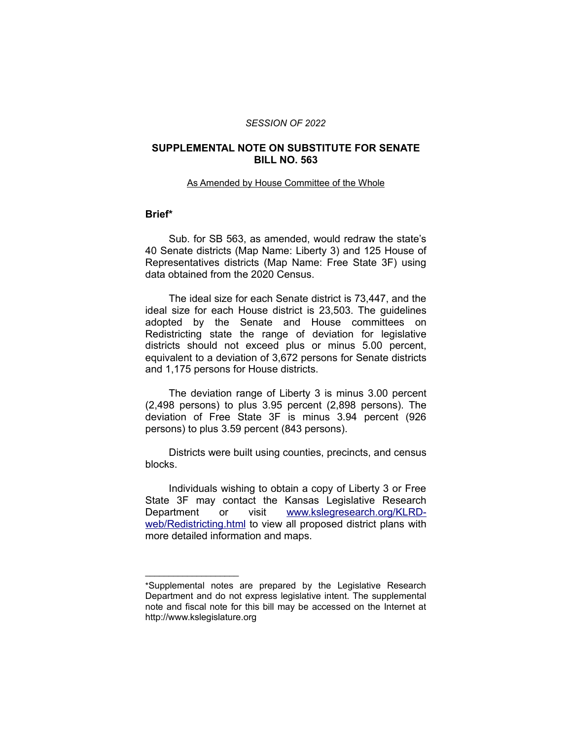*SESSION OF 2022*

# SUPPLEMENTAL NOTE ON SUBSTITUTE FOR SENATE BILL NO. 563

As Amended by House Committee of the Whole

## Brief*

Sub. for SB 563, as amended, would redraw the state's 40 Senate districts (Map Name: Liberty 3) and 125 House of Representatives districts (Map Name: Free State 3F) using data obtained from the 2020 Census.

The ideal size for each Senate district is 73,447, and the ideal size for each House district is 23,503. The guidelines adopted by the Senate and House committees on Redistricting state the range of deviation for legislative districts should not exceed plus or minus 5.00 percent, equivalent to a deviation of 3,672 persons for Senate districts and 1,175 persons for House districts.

The deviation range of Liberty 3 is minus 3.00 percent (2,498 persons) to plus 3.95 percent (2,898 persons). The deviation of Free State 3F is minus 3.94 percent (926 persons) to plus 3.59 percent (843 persons).

Districts were built using counties, precincts, and census blocks.

Individuals wishing to obtain a copy of Liberty 3 or Free State 3F may contact the Kansas Legislative Research Department or visit [www.kslegresearch.org/KLRD-web/Redistricting.html](http://www.kslegresearch.org/KLRD-web/Redistricting.html) to view all proposed district plans with more detailed information and maps.

---

*Supplemental notes are prepared by the Legislative Research Department and do not express legislative intent. The supplemental note and fiscal note for this bill may be accessed on the Internet at http://www.kslegislature.org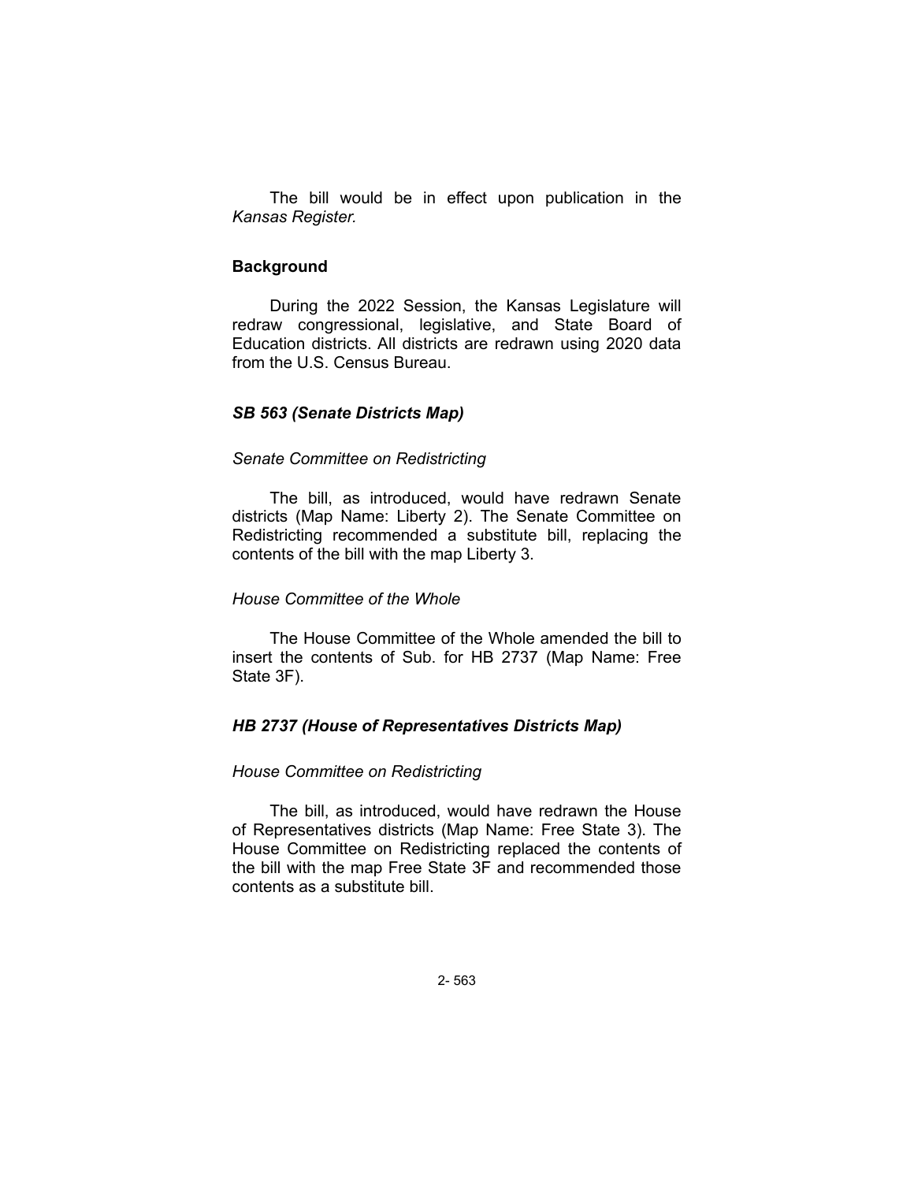The bill would be in effect upon publication in the *Kansas Register.*

## Background

During the 2022 Session, the Kansas Legislature will redraw congressional, legislative, and State Board of Education districts. All districts are redrawn using 2020 data from the U.S. Census Bureau.

### *SB 563 (Senate Districts Map)*

#### *Senate Committee on Redistricting*

The bill, as introduced, would have redrawn Senate districts (Map Name: Liberty 2). The Senate Committee on Redistricting recommended a substitute bill, replacing the contents of the bill with the map Liberty 3.

#### *House Committee of the Whole*

The House Committee of the Whole amended the bill to insert the contents of Sub. for HB 2737 (Map Name: Free State 3F).

### *HB 2737 (House of Representatives Districts Map)*

#### *House Committee on Redistricting*

The bill, as introduced, would have redrawn the House of Representatives districts (Map Name: Free State 3). The House Committee on Redistricting replaced the contents of the bill with the map Free State 3F and recommended those contents as a substitute bill.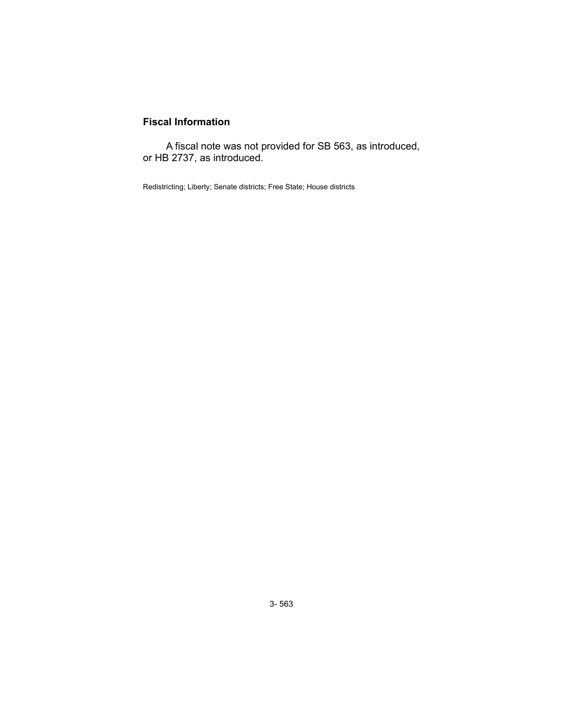### Fiscal Information

A fiscal note was not provided for SB 563, as introduced, or HB 2737, as introduced.

Redistricting; Liberty; Senate districts; Free State; House districts